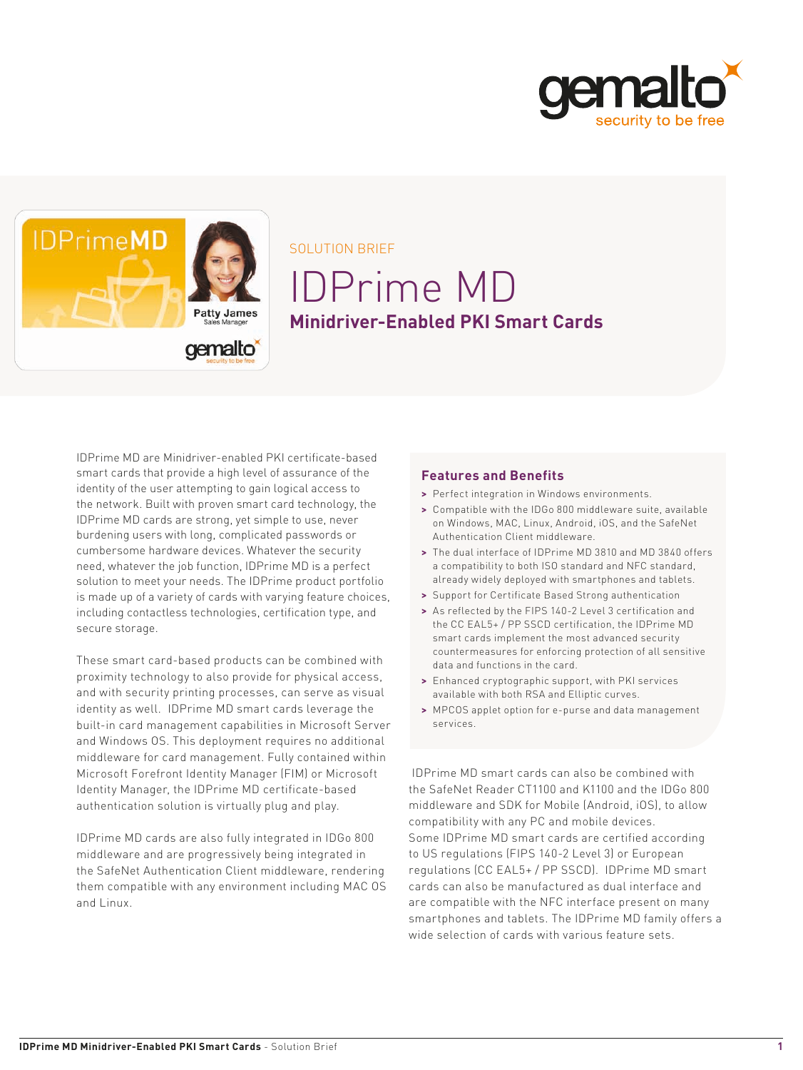SOLUTION BRIEF

# IDPrime MD

## Minidriver-Enabled PKI Smart Cards

IDPrime MD are Minidriver-enabled PKI certificate-based smart cards that provide a high level of assurance of the identity of the user attempting to gain logical access to the network. Built with proven smart card technology, the IDPrime MD cards are strong, yet simple to use, never burdening users with long, complicated passwords or cumbersome hardware devices. Whatever the security need, whatever the job function, IDPrime MD is a perfect solution to meet your needs. The IDPrime product portfolio is made up of a variety of cards with varying feature choices, including contactless technologies, certification type, and secure storage.

These smart card-based products can be combined with proximity technology to also provide for physical access, and with security printing processes, can serve as visual identity as well. IDPrime MD smart cards leverage the built-in card management capabilities in Microsoft Server and Windows OS. This deployment requires no additional middleware for card management. Fully contained within Microsoft Forefront Identity Manager (FIM) or Microsoft Identity Manager, the IDPrime MD certificate-based authentication solution is virtually plug and play.

IDPrime MD cards are also fully integrated in IDGo 800 middleware and are progressively being integrated in the SafeNet Authentication Client middleware, rendering them compatible with any environment including MAC OS and Linux.

### Features and Benefits

- Perfect integration in Windows environments.
- Compatible with the IDGo 800 middleware suite, available on Windows, MAC, Linux, Android, iOS, and the SafeNet Authentication Client middleware.
- The dual interface of IDPrime MD 3810 and MD 3840 offers a compatibility to both ISO standard and NFC standard, already widely deployed with smartphones and tablets.
- Support for Certificate Based Strong authentication
- As reflected by the FIPS 140-2 Level 3 certification and the CC EAL5+ / PP SSCD certification, the IDPrime MD smart cards implement the most advanced security countermeasures for enforcing protection of all sensitive data and functions in the card.
- Enhanced cryptographic support, with PKI services available with both RSA and Elliptic curves.
- MPCOS applet option for e-purse and data management services.

IDPrime MD smart cards can also be combined with the SafeNet Reader CT1100 and K1100 and the IDGo 800 middleware and SDK for Mobile (Android, iOS), to allow compatibility with any PC and mobile devices.
Some IDPrime MD smart cards are certified according to US regulations (FIPS 140-2 Level 3) or European regulations (CC EAL5+ / PP SSCD). IDPrime MD smart cards can also be manufactured as dual interface and are compatible with the NFC interface present on many smartphones and tablets. The IDPrime MD family offers a wide selection of cards with various feature sets.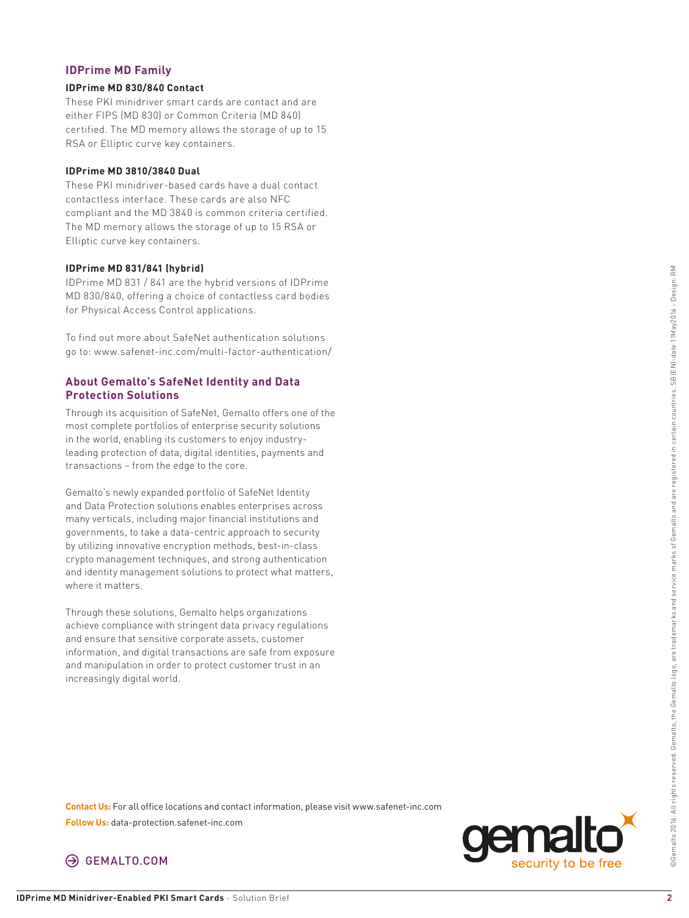## IDPrime MD Family

### IDPrime MD 830/840 Contact

These PKI minidriver smart cards are contact and are either FIPS (MD 830) or Common Criteria (MD 840) certified. The MD memory allows the storage of up to 15 RSA or Elliptic curve key containers.

### IDPrime MD 3810/3840 Dual

These PKI minidriver-based cards have a dual contact contactless interface. These cards are also NFC compliant and the MD 3840 is common criteria certified. The MD memory allows the storage of up to 15 RSA or Elliptic curve key containers.

### IDPrime MD 831/841 (hybrid)

IDPrime MD 831 / 841 are the hybrid versions of IDPrime MD 830/840, offering a choice of contactless card bodies for Physical Access Control applications.

To find out more about SafeNet authentication solutions go to: www.safenet-inc.com/multi-factor-authentication/

## About Gemalto's SafeNet Identity and Data Protection Solutions

Through its acquisition of SafeNet, Gemalto offers one of the most complete portfolios of enterprise security solutions in the world, enabling its customers to enjoy industry-leading protection of data, digital identities, payments and transactions – from the edge to the core.

Gemalto's newly expanded portfolio of SafeNet Identity and Data Protection solutions enables enterprises across many verticals, including major financial institutions and governments, to take a data-centric approach to security by utilizing innovative encryption methods, best-in-class crypto management techniques, and strong authentication and identity management solutions to protect what matters, where it matters.

Through these solutions, Gemalto helps organizations achieve compliance with stringent data privacy regulations and ensure that sensitive corporate assets, customer information, and digital transactions are safe from exposure and manipulation in order to protect customer trust in an increasingly digital world.

**Contact Us:** For all office locations and contact information, please visit www.safenet-inc.com

**Follow Us:** data-protection.safenet-inc.com

GEMALTO.COM

gemalto security to be free

©Gemalto 2016. All rights reserved. Gemalto, the Gemalto logo, are trademarks and service marks of Gemalto and are registered in certain countries. SB (EN)-date 11May2016 - Design: RM